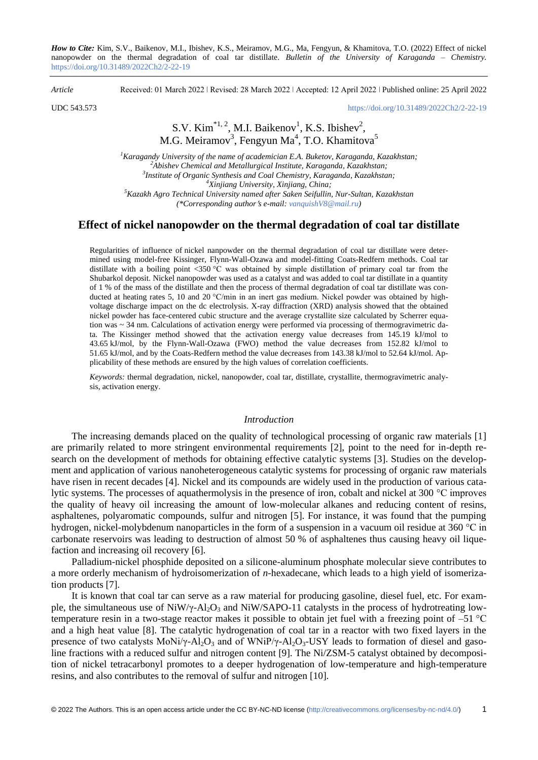***How to Cite:*** Kim, S.V., Baikenov, M.I., Ibishev, K.S., Meiramov, M.G., Ma, Fengyun, & Khamitova, T.O. (2022) Effect of nickel nanopowder on the thermal degradation of coal tar distillate. *Bulletin of the University of Karaganda – Chemistry.* https://doi.org/10.31489/2022Ch2/2-22-19

*Article* Received: 01 March 2022 ǀ Revised: 28 March 2022 ǀ Accepted: 12 April 2022 ǀ Published online: 25 April 2022

UDC 543.573 https://doi.org/10.31489/2022Ch2/2-22-19

S.V. Kim[*1, 2], M.I. Baikenov[1], K.S. Ibishev[2], M.G. Meiramov[3], Fengyun Ma[4], T.O. Khamitova[5]

*[1]Karagandy University of the name of academician E.A. Buketov, Karaganda, Kazakhstan;*
*[2]Abishev Chemical and Metallurgical Institute, Karaganda, Kazakhstan;*
*[3]Institute of Organic Synthesis and Coal Chemistry, Karaganda, Kazakhstan;*
*[4]Xinjiang University, Xinjiang, China;*
*[5]Kazakh Agro Technical University named after Saken Seifullin, Nur-Sultan, Kazakhstan*
*(\*Corresponding author's e-mail: vanquishV8@mail.ru)*

# Effect of nickel nanopowder on the thermal degradation of coal tar distillate

Regularities of influence of nickel nanpowder on the thermal degradation of coal tar distillate were determined using model-free Kissinger, Flynn-Wall-Ozawa and model-fitting Coats-Redfern methods. Coal tar distillate with a boiling point <350 °C was obtained by simple distillation of primary coal tar from the Shubarkol deposit. Nickel nanopowder was used as a catalyst and was added to coal tar distillate in a quantity of 1 % of the mass of the distillate and then the process of thermal degradation of coal tar distillate was conducted at heating rates 5, 10 and 20 °C/min in an inert gas medium. Nickel powder was obtained by high-voltage discharge impact on the dc electrolysis. X-ray diffraction (XRD) analysis showed that the obtained nickel powder has face-centered cubic structure and the average crystallite size calculated by Scherrer equation was ~ 34 nm. Calculations of activation energy were performed via processing of thermogravimetric data. The Kissinger method showed that the activation energy value decreases from 145.19 kJ/mol to 43.65 kJ/mol, by the Flynn-Wall-Ozawa (FWO) method the value decreases from 152.82 kJ/mol to 51.65 kJ/mol, and by the Coats-Redfern method the value decreases from 143.38 kJ/mol to 52.64 kJ/mol. Applicability of these methods are ensured by the high values of correlation coefficients.

*Keywords:* thermal degradation, nickel, nanopowder, coal tar, distillate, crystallite, thermogravimetric analysis, activation energy.

## *Introduction*

The increasing demands placed on the quality of technological processing of organic raw materials [1] are primarily related to more stringent environmental requirements [2], point to the need for in-depth research on the development of methods for obtaining effective catalytic systems [3]. Studies on the development and application of various nanoheterogeneous catalytic systems for processing of organic raw materials have risen in recent decades [4]. Nickel and its compounds are widely used in the production of various catalytic systems. The processes of aquathermolysis in the presence of iron, cobalt and nickel at 300 °C improves the quality of heavy oil increasing the amount of low-molecular alkanes and reducing content of resins, asphaltenes, polyaromatic compounds, sulfur and nitrogen [5]. For instance, it was found that the pumping hydrogen, nickel-molybdenum nanoparticles in the form of a suspension in a vacuum oil residue at 360 °C in carbonate reservoirs was leading to destruction of almost 50 % of asphaltenes thus causing heavy oil liquefaction and increasing oil recovery [6].

Palladium-nickel phosphide deposited on a silicone-aluminum phosphate molecular sieve contributes to a more orderly mechanism of hydroisomerization of *n*-hexadecane, which leads to a high yield of isomerization products [7].

It is known that coal tar can serve as a raw material for producing gasoline, diesel fuel, etc. For example, the simultaneous use of NiW/$\gamma$-$Al_2O_3$ and NiW/SAPO-11 catalysts in the process of hydrotreating low-temperature resin in a two-stage reactor makes it possible to obtain jet fuel with a freezing point of –51 °C and a high heat value [8]. The catalytic hydrogenation of coal tar in a reactor with two fixed layers in the presence of two catalysts MoNi/$\gamma$-$Al_2O_3$ and of WNiP/$\gamma$-$Al_2O_3$-USY leads to formation of diesel and gasoline fractions with a reduced sulfur and nitrogen content [9]. The Ni/ZSM-5 catalyst obtained by decomposition of nickel tetracarbonyl promotes to a deeper hydrogenation of low-temperature and high-temperature resins, and also contributes to the removal of sulfur and nitrogen [10].

© 2022 The Authors. This is an open access article under the CC BY-NC-ND license (http://creativecommons.org/licenses/by-nc-nd/4.0/)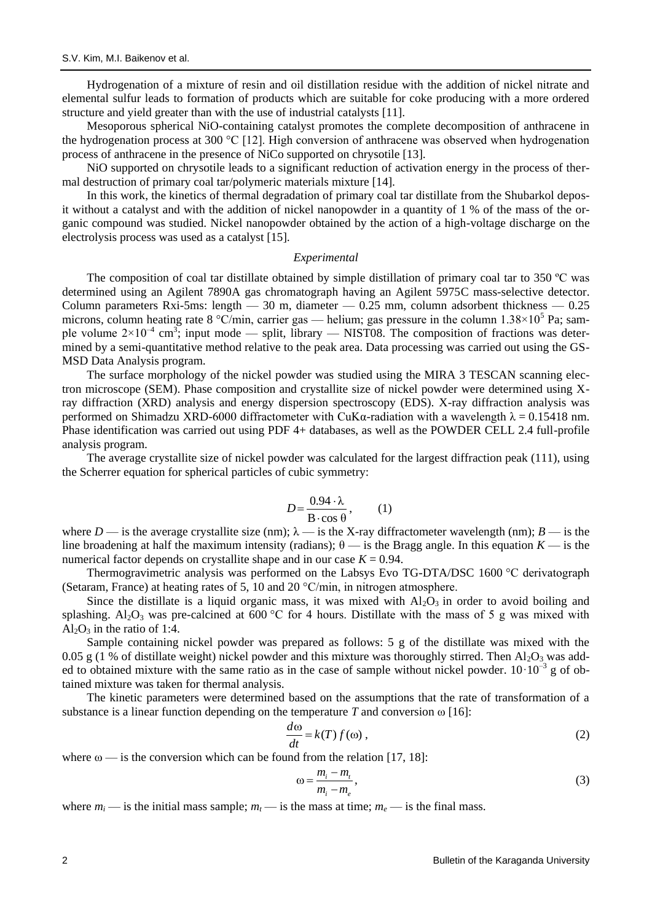Hydrogenation of a mixture of resin and oil distillation residue with the addition of nickel nitrate and elemental sulfur leads to formation of products which are suitable for coke producing with a more ordered structure and yield greater than with the use of industrial catalysts [11].

Mesoporous spherical NiO-containing catalyst promotes the complete decomposition of anthracene in the hydrogenation process at 300 °C [12]. High conversion of anthracene was observed when hydrogenation process of anthracene in the presence of NiCo supported on chrysotile [13].

NiO supported on chrysotile leads to a significant reduction of activation energy in the process of thermal destruction of primary coal tar/polymeric materials mixture [14].

In this work, the kinetics of thermal degradation of primary coal tar distillate from the Shubarkol deposit without a catalyst and with the addition of nickel nanopowder in a quantity of 1 % of the mass of the organic compound was studied. Nickel nanopowder obtained by the action of a high-voltage discharge on the electrolysis process was used as a catalyst [15].

## *Experimental*

The composition of coal tar distillate obtained by simple distillation of primary coal tar to 350 ºC was determined using an Agilent 7890A gas chromatograph having an Agilent 5975C mass-selective detector. Column parameters Rxi-5ms: length — 30 m, diameter — 0.25 mm, column adsorbent thickness — 0.25 microns, column heating rate 8 °C/min, carrier gas — helium; gas pressure in the column $1.38\times10^5$ Pa; sample volume $2\times10^{-4}$ cm$^3$; input mode — split, library — NIST08. The composition of fractions was determined by a semi-quantitative method relative to the peak area. Data processing was carried out using the GS-MSD Data Analysis program.

The surface morphology of the nickel powder was studied using the MIRA 3 TESCAN scanning electron microscope (SEM). Phase composition and crystallite size of nickel powder were determined using X-ray diffraction (XRD) analysis and energy dispersion spectroscopy (EDS). X-ray diffraction analysis was performed on Shimadzu XRD-6000 diffractometer with CuKα-radiation with a wavelength $\lambda = 0.15418$ nm. Phase identification was carried out using PDF 4+ databases, as well as the POWDER CELL 2.4 full-profile analysis program.

The average crystallite size of nickel powder was calculated for the largest diffraction peak (111), using the Scherrer equation for spherical particles of cubic symmetry:

$$D = \frac{0.94 \cdot \lambda}{\mathrm{B} \cdot \cos\theta}, \qquad (1)$$

where $D$ — is the average crystallite size (nm); $\lambda$ — is the X-ray diffractometer wavelength (nm); $B$ — is the line broadening at half the maximum intensity (radians); $\theta$ — is the Bragg angle. In this equation $K$ — is the numerical factor depends on crystallite shape and in our case $K = 0.94$.

Thermogravimetric analysis was performed on the Labsys Evo TG-DTA/DSC 1600 °C derivatograph (Setaram, France) at heating rates of 5, 10 and 20 °C/min, in nitrogen atmosphere.

Since the distillate is a liquid organic mass, it was mixed with $Al_2O_3$ in order to avoid boiling and splashing. $Al_2O_3$ was pre-calcined at 600 °C for 4 hours. Distillate with the mass of 5 g was mixed with $Al_2O_3$ in the ratio of 1:4.

Sample containing nickel powder was prepared as follows: 5 g of the distillate was mixed with the 0.05 g (1 % of distillate weight) nickel powder and this mixture was thoroughly stirred. Then $Al_2O_3$ was added to obtained mixture with the same ratio as in the case of sample without nickel powder. $10\cdot10^{-3}$ g of obtained mixture was taken for thermal analysis.

The kinetic parameters were determined based on the assumptions that the rate of transformation of a substance is a linear function depending on the temperature $T$ and conversion $\omega$ [16]:

$$\frac{d\omega}{dt} = k(T)\, f(\omega)\,, \qquad (2)$$

where $\omega$ — is the conversion which can be found from the relation [17, 18]:

$$\omega = \frac{m_i - m_t}{m_i - m_e}, \qquad (3)$$

where $m_i$ — is the initial mass sample; $m_t$ — is the mass at time; $m_e$ — is the final mass.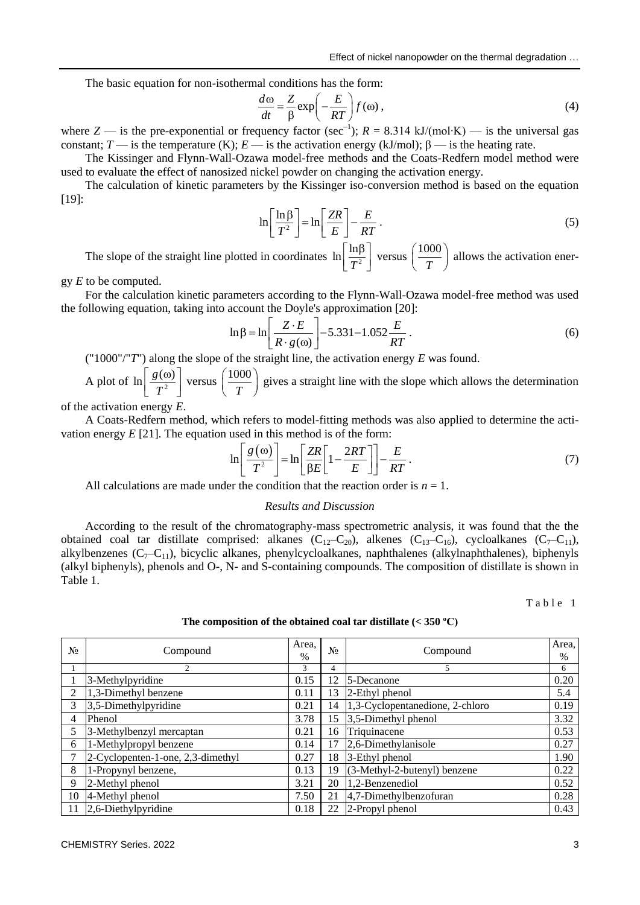The basic equation for non-isothermal conditions has the form:

$$\frac{d\omega}{dt} = \frac{Z}{\beta}\exp\left(-\frac{E}{RT}\right)f(\omega), \tag{4}$$

where $Z$ — is the pre-exponential or frequency factor (sec$^{-1}$); $R$ = 8.314 kJ/(mol·K) — is the universal gas constant; $T$ — is the temperature (K); $E$ — is the activation energy (kJ/mol); $\beta$ — is the heating rate.

The Kissinger and Flynn-Wall-Ozawa model-free methods and the Coats-Redfern model method were used to evaluate the effect of nanosized nickel powder on changing the activation energy.

The calculation of kinetic parameters by the Kissinger iso-conversion method is based on the equation [19]:

$$\ln\left[\frac{\ln\beta}{T^2}\right] = \ln\left[\frac{ZR}{E}\right] - \frac{E}{RT}. \tag{5}$$

The slope of the straight line plotted in coordinates $\ln\left[\frac{\ln\beta}{T^2}\right]$ versus $\left(\frac{1000}{T}\right)$ allows the activation energy $E$ to be computed.

For the calculation kinetic parameters according to the Flynn-Wall-Ozawa model-free method was used the following equation, taking into account the Doyle's approximation [20]:

$$\ln\beta = \ln\left[\frac{Z\cdot E}{R\cdot g(\omega)}\right] - 5.331 - 1.052\frac{E}{RT}. \tag{6}$$

("1000"/"$T$") along the slope of the straight line, the activation energy $E$ was found.

A plot of $\ln\left[\frac{g(\omega)}{T^2}\right]$ versus $\left(\frac{1000}{T}\right)$ gives a straight line with the slope which allows the determination of the activation energy $E$.

A Coats-Redfern method, which refers to model-fitting methods was also applied to determine the activation energy $E$ [21]. The equation used in this method is of the form:

$$\ln\left[\frac{g(\omega)}{T^2}\right] = \ln\left[\frac{ZR}{\beta E}\left[1 - \frac{2RT}{E}\right]\right] - \frac{E}{RT}. \tag{7}$$

All calculations are made under the condition that the reaction order is $n$ = 1.

## *Results and Discussion*

According to the result of the chromatography-mass spectrometric analysis, it was found that the the obtained coal tar distillate comprised: alkanes ($C_{12}$–$C_{20}$), alkenes ($C_{13}$–$C_{16}$), cycloalkanes ($C_7$–$C_{11}$), alkylbenzenes ($C_7$–$C_{11}$), bicyclic alkanes, phenylcycloalkanes, naphthalenes (alkylnaphthalenes), biphenyls (alkyl biphenyls), phenols and O-, N- and S-containing compounds. The composition of distillate is shown in Table 1.

Table 1

**The composition of the obtained coal tar distillate (< 350 ºC)**

| № | Compound | Area, % | № | Compound | Area, % |
|---|---|---|---|---|---|
| 1 | 2 | 3 | 4 | 5 | 6 |
| 1 | 3-Methylpyridine | 0.15 | 12 | 5-Decanone | 0.20 |
| 2 | 1,3-Dimethyl benzene | 0.11 | 13 | 2-Ethyl phenol | 5.4 |
| 3 | 3,5-Dimethylpyridine | 0.21 | 14 | 1,3-Cyclopentanedione, 2-chloro | 0.19 |
| 4 | Phenol | 3.78 | 15 | 3,5-Dimethyl phenol | 3.32 |
| 5 | 3-Methylbenzyl mercaptan | 0.21 | 16 | Triquinacene | 0.53 |
| 6 | 1-Methylpropyl benzene | 0.14 | 17 | 2,6-Dimethylanisole | 0.27 |
| 7 | 2-Cyclopenten-1-one, 2,3-dimethyl | 0.27 | 18 | 3-Ethyl phenol | 1.90 |
| 8 | 1-Propynyl benzene, | 0.13 | 19 | (3-Methyl-2-butenyl) benzene | 0.22 |
| 9 | 2-Methyl phenol | 3.21 | 20 | 1,2-Benzenediol | 0.52 |
| 10 | 4-Methyl phenol | 7.50 | 21 | 4,7-Dimethylbenzofuran | 0.28 |
| 11 | 2,6-Diethylpyridine | 0.18 | 22 | 2-Propyl phenol | 0.43 |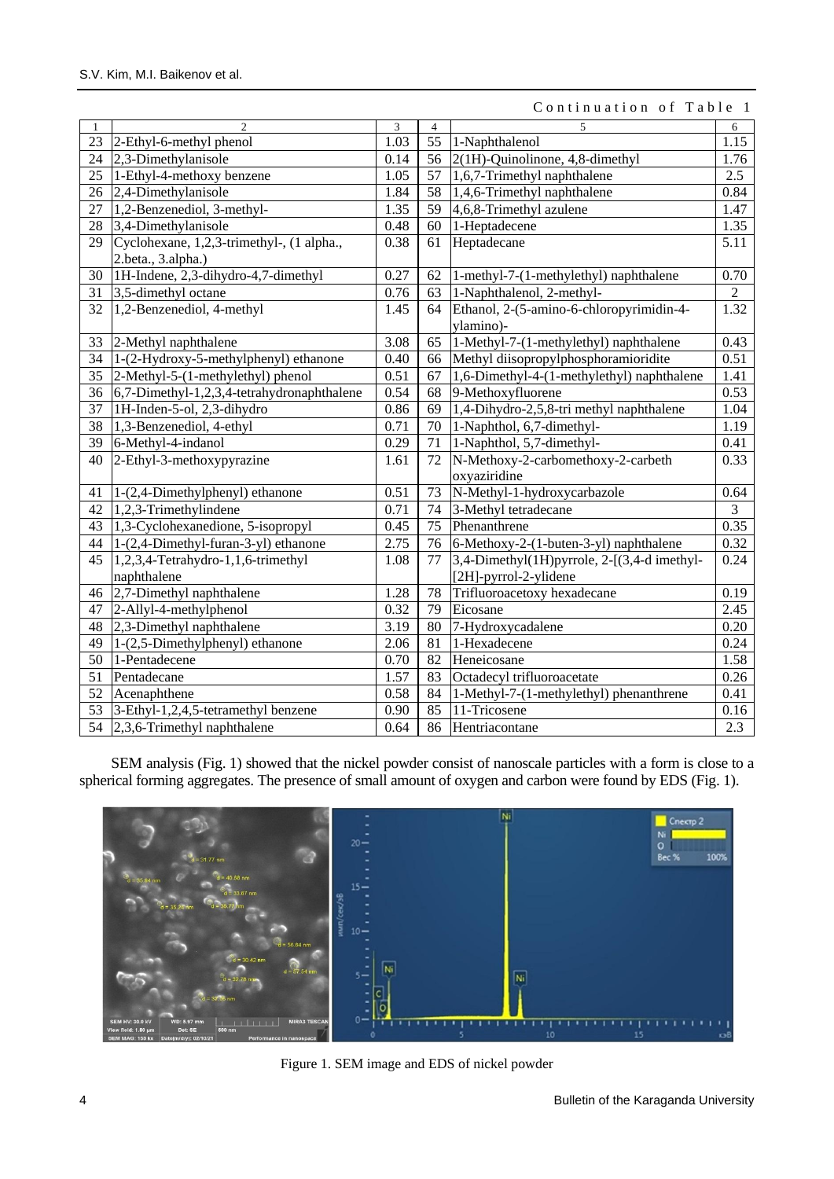Continuation of Table 1

| 1 | 2 | 3 | 4 | 5 | 6 |
|---|---|---|---|---|---|
| 23 | 2-Ethyl-6-methyl phenol | 1.03 | 55 | 1-Naphthalenol | 1.15 |
| 24 | 2,3-Dimethylanisole | 0.14 | 56 | 2(1H)-Quinolinone, 4,8-dimethyl | 1.76 |
| 25 | 1-Ethyl-4-methoxy benzene | 1.05 | 57 | 1,6,7-Trimethyl naphthalene | 2.5 |
| 26 | 2,4-Dimethylanisole | 1.84 | 58 | 1,4,6-Trimethyl naphthalene | 0.84 |
| 27 | 1,2-Benzenediol, 3-methyl- | 1.35 | 59 | 4,6,8-Trimethyl azulene | 1.47 |
| 28 | 3,4-Dimethylanisole | 0.48 | 60 | 1-Heptadecene | 1.35 |
| 29 | Cyclohexane, 1,2,3-trimethyl-, (1 alpha., 2.beta., 3.alpha.) | 0.38 | 61 | Heptadecane | 5.11 |
| 30 | 1H-Indene, 2,3-dihydro-4,7-dimethyl | 0.27 | 62 | 1-methyl-7-(1-methylethyl) naphthalene | 0.70 |
| 31 | 3,5-dimethyl octane | 0.76 | 63 | 1-Naphthalenol, 2-methyl- | 2 |
| 32 | 1,2-Benzenediol, 4-methyl | 1.45 | 64 | Ethanol, 2-(5-amino-6-chloropyrimidin-4-ylamino)- | 1.32 |
| 33 | 2-Methyl naphthalene | 3.08 | 65 | 1-Methyl-7-(1-methylethyl) naphthalene | 0.43 |
| 34 | 1-(2-Hydroxy-5-methylphenyl) ethanone | 0.40 | 66 | Methyl diisopropylphosphoramioridite | 0.51 |
| 35 | 2-Methyl-5-(1-methylethyl) phenol | 0.51 | 67 | 1,6-Dimethyl-4-(1-methylethyl) naphthalene | 1.41 |
| 36 | 6,7-Dimethyl-1,2,3,4-tetrahydronaphthalene | 0.54 | 68 | 9-Methoxyfluorene | 0.53 |
| 37 | 1H-Inden-5-ol, 2,3-dihydro | 0.86 | 69 | 1,4-Dihydro-2,5,8-tri methyl naphthalene | 1.04 |
| 38 | 1,3-Benzenediol, 4-ethyl | 0.71 | 70 | 1-Naphthol, 6,7-dimethyl- | 1.19 |
| 39 | 6-Methyl-4-indanol | 0.29 | 71 | 1-Naphthol, 5,7-dimethyl- | 0.41 |
| 40 | 2-Ethyl-3-methoxypyrazine | 1.61 | 72 | N-Methoxy-2-carbomethoxy-2-carbeth oxyaziridine | 0.33 |
| 41 | 1-(2,4-Dimethylphenyl) ethanone | 0.51 | 73 | N-Methyl-1-hydroxycarbazole | 0.64 |
| 42 | 1,2,3-Trimethylindene | 0.71 | 74 | 3-Methyl tetradecane | 3 |
| 43 | 1,3-Cyclohexanedione, 5-isopropyl | 0.45 | 75 | Phenanthrene | 0.35 |
| 44 | 1-(2,4-Dimethyl-furan-3-yl) ethanone | 2.75 | 76 | 6-Methoxy-2-(1-buten-3-yl) naphthalene | 0.32 |
| 45 | 1,2,3,4-Tetrahydro-1,1,6-trimethyl naphthalene | 1.08 | 77 | 3,4-Dimethyl(1H)pyrrole, 2-[(3,4-d imethyl-[2H]-pyrrol-2-ylidene | 0.24 |
| 46 | 2,7-Dimethyl naphthalene | 1.28 | 78 | Trifluoroacetoxy hexadecane | 0.19 |
| 47 | 2-Allyl-4-methylphenol | 0.32 | 79 | Eicosane | 2.45 |
| 48 | 2,3-Dimethyl naphthalene | 3.19 | 80 | 7-Hydroxycadalene | 0.20 |
| 49 | 1-(2,5-Dimethylphenyl) ethanone | 2.06 | 81 | 1-Hexadecene | 0.24 |
| 50 | 1-Pentadecene | 0.70 | 82 | Heneicosane | 1.58 |
| 51 | Pentadecane | 1.57 | 83 | Octadecyl trifluoroacetate | 0.26 |
| 52 | Acenaphthene | 0.58 | 84 | 1-Methyl-7-(1-methylethyl) phenanthrene | 0.41 |
| 53 | 3-Ethyl-1,2,4,5-tetramethyl benzene | 0.90 | 85 | 11-Tricosene | 0.16 |
| 54 | 2,3,6-Trimethyl naphthalene | 0.64 | 86 | Hentriacontane | 2.3 |

SEM analysis (Fig. 1) showed that the nickel powder consist of nanoscale particles with a form is close to a spherical forming aggregates. The presence of small amount of oxygen and carbon were found by EDS (Fig. 1).

Figure 1. SEM image and EDS of nickel powder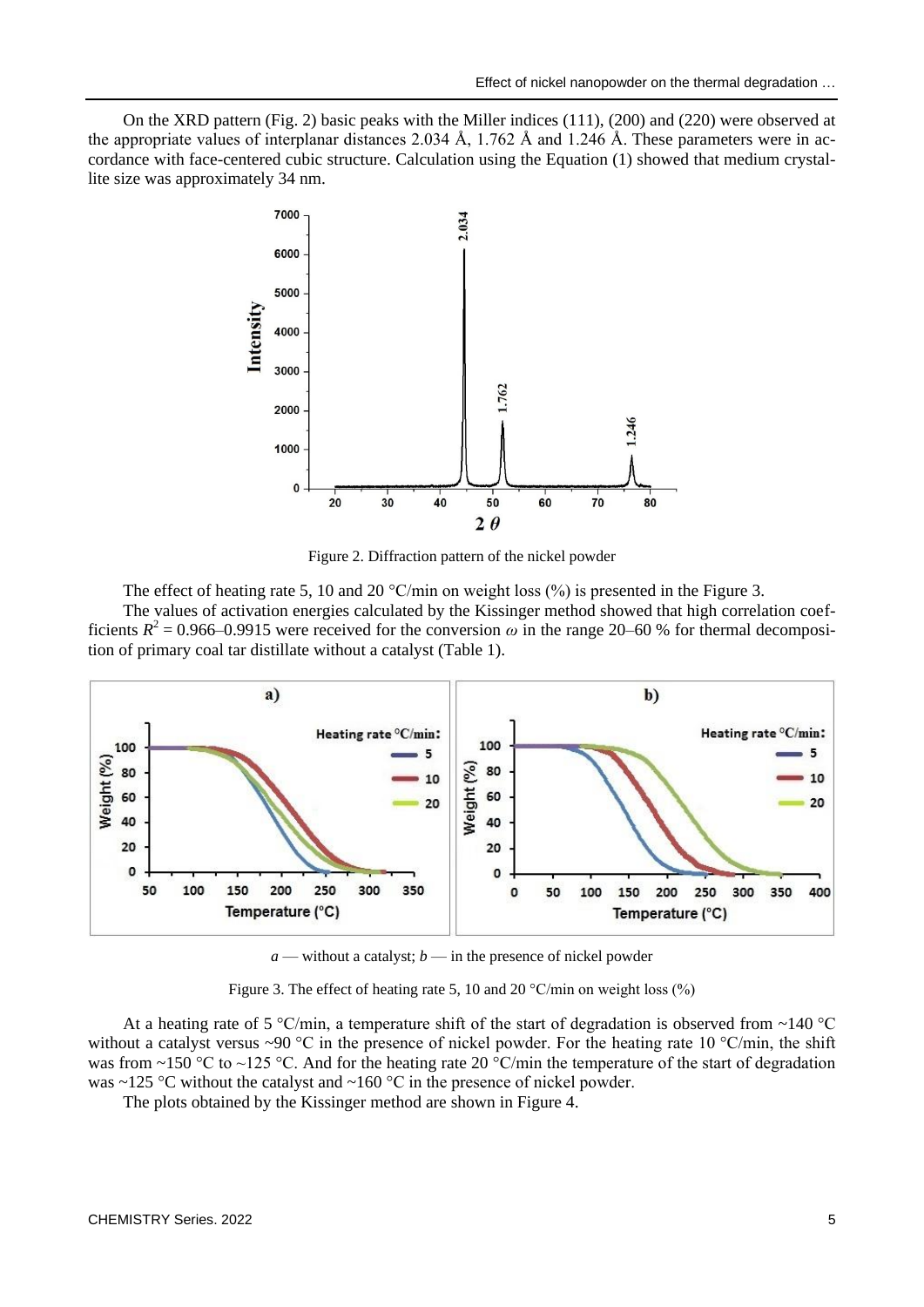On the XRD pattern (Fig. 2) basic peaks with the Miller indices (111), (200) and (220) were observed at the appropriate values of interplanar distances 2.034 Å, 1.762 Å and 1.246 Å. These parameters were in accordance with face-centered cubic structure. Calculation using the Equation (1) showed that medium crystallite size was approximately 34 nm.

Figure 2. Diffraction pattern of the nickel powder

The effect of heating rate 5, 10 and 20 °C/min on weight loss (%) is presented in the Figure 3.

The values of activation energies calculated by the Kissinger method showed that high correlation coefficients $R^2 = 0.966–0.9915$ were received for the conversion $\omega$ in the range 20–60 % for thermal decomposition of primary coal tar distillate without a catalyst (Table 1).

*a* — without a catalyst; *b* — in the presence of nickel powder

Figure 3. The effect of heating rate 5, 10 and 20 °C/min on weight loss (%)

At a heating rate of 5 °C/min, a temperature shift of the start of degradation is observed from ~140 °C without a catalyst versus ~90 °C in the presence of nickel powder. For the heating rate 10 °C/min, the shift was from ~150 °C to ~125 °C. And for the heating rate 20 °C/min the temperature of the start of degradation was ~125 °C without the catalyst and ~160 °C in the presence of nickel powder.

The plots obtained by the Kissinger method are shown in Figure 4.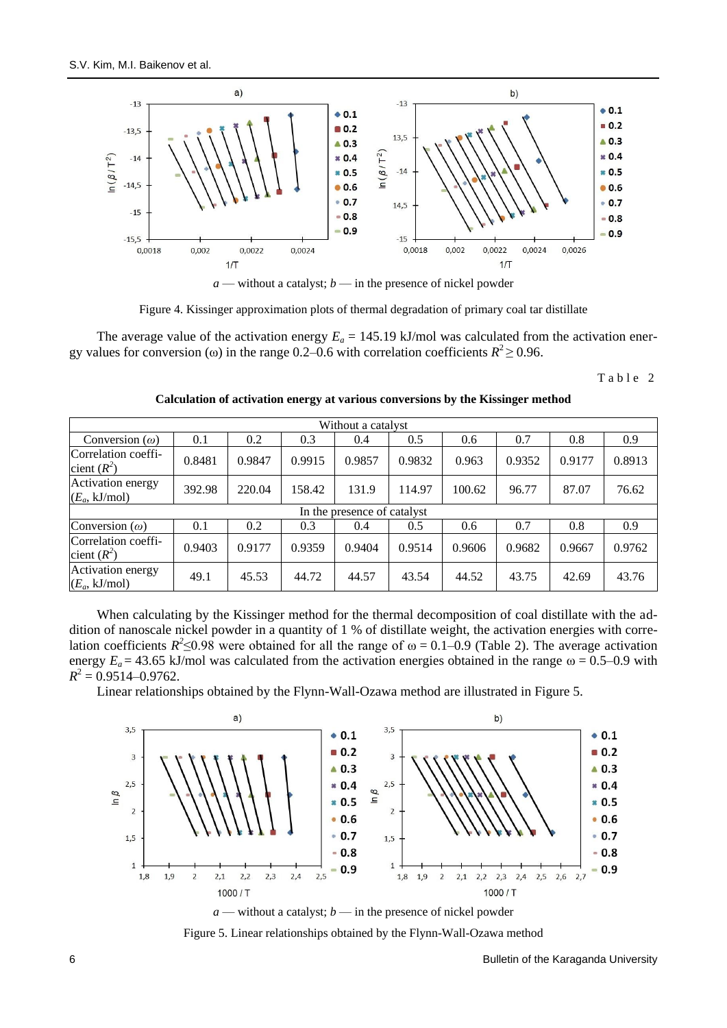*a* — without a catalyst; *b* — in the presence of nickel powder

Figure 4. Kissinger approximation plots of thermal degradation of primary coal tar distillate

The average value of the activation energy $E_a$ = 145.19 kJ/mol was calculated from the activation energy values for conversion (ω) in the range 0.2–0.6 with correlation coefficients $R^2 \geq 0.96$.

Table 2

**Calculation of activation energy at various conversions by the Kissinger method**

| Without a catalyst | | | | | | | | | |
|---|---|---|---|---|---|---|---|---|---|
| Conversion (*ω*) | 0.1 | 0.2 | 0.3 | 0.4 | 0.5 | 0.6 | 0.7 | 0.8 | 0.9 |
| Correlation coefficient ($R^2$) | 0.8481 | 0.9847 | 0.9915 | 0.9857 | 0.9832 | 0.963 | 0.9352 | 0.9177 | 0.8913 |
| Activation energy ($E_a$, kJ/mol) | 392.98 | 220.04 | 158.42 | 131.9 | 114.97 | 100.62 | 96.77 | 87.07 | 76.62 |
| In the presence of catalyst | | | | | | | | | |
| Conversion (*ω*) | 0.1 | 0.2 | 0.3 | 0.4 | 0.5 | 0.6 | 0.7 | 0.8 | 0.9 |
| Correlation coefficient ($R^2$) | 0.9403 | 0.9177 | 0.9359 | 0.9404 | 0.9514 | 0.9606 | 0.9682 | 0.9667 | 0.9762 |
| Activation energy ($E_a$, kJ/mol) | 49.1 | 45.53 | 44.72 | 44.57 | 43.54 | 44.52 | 43.75 | 42.69 | 43.76 |

When calculating by the Kissinger method for the thermal decomposition of coal distillate with the addition of nanoscale nickel powder in a quantity of 1 % of distillate weight, the activation energies with correlation coefficients $R^2 \leq 0.98$ were obtained for all the range of ω = 0.1–0.9 (Table 2). The average activation energy $E_a$ = 43.65 kJ/mol was calculated from the activation energies obtained in the range ω = 0.5–0.9 with $R^2$ = 0.9514–0.9762.

Linear relationships obtained by the Flynn-Wall-Ozawa method are illustrated in Figure 5.

*a* — without a catalyst; *b* — in the presence of nickel powder

Figure 5. Linear relationships obtained by the Flynn-Wall-Ozawa method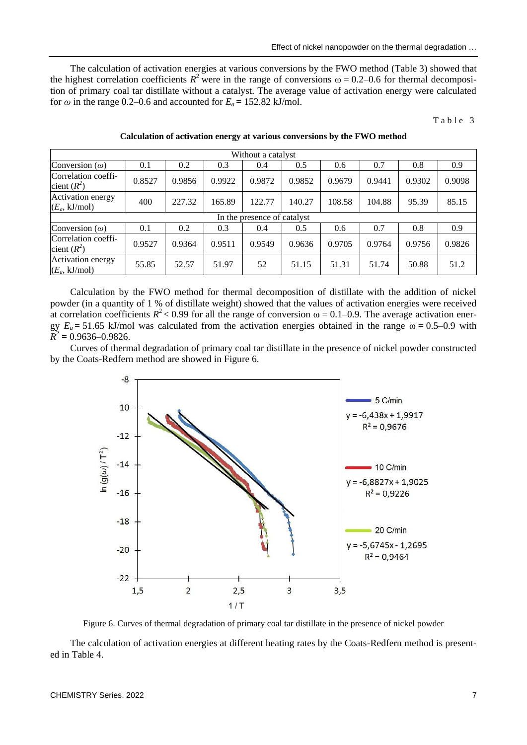The calculation of activation energies at various conversions by the FWO method (Table 3) showed that the highest correlation coefficients $R^2$ were in the range of conversions $\omega = 0.2–0.6$ for thermal decomposition of primary coal tar distillate without a catalyst. The average value of activation energy were calculated for $\omega$ in the range 0.2–0.6 and accounted for $E_a = 152.82$ kJ/mol.

Table 3

**Calculation of activation energy at various conversions by the FWO method**

| Without a catalyst | | | | | | | | | |
|---|---|---|---|---|---|---|---|---|---|
| Conversion ($\omega$) | 0.1 | 0.2 | 0.3 | 0.4 | 0.5 | 0.6 | 0.7 | 0.8 | 0.9 |
| Correlation coefficient ($R^2$) | 0.8527 | 0.9856 | 0.9922 | 0.9872 | 0.9852 | 0.9679 | 0.9441 | 0.9302 | 0.9098 |
| Activation energy ($E_a$, kJ/mol) | 400 | 227.32 | 165.89 | 122.77 | 140.27 | 108.58 | 104.88 | 95.39 | 85.15 |
| In the presence of catalyst | | | | | | | | | |
| Conversion ($\omega$) | 0.1 | 0.2 | 0.3 | 0.4 | 0.5 | 0.6 | 0.7 | 0.8 | 0.9 |
| Correlation coefficient ($R^2$) | 0.9527 | 0.9364 | 0.9511 | 0.9549 | 0.9636 | 0.9705 | 0.9764 | 0.9756 | 0.9826 |
| Activation energy ($E_a$, kJ/mol) | 55.85 | 52.57 | 51.97 | 52 | 51.15 | 51.31 | 51.74 | 50.88 | 51.2 |

Calculation by the FWO method for thermal decomposition of distillate with the addition of nickel powder (in a quantity of 1 % of distillate weight) showed that the values of activation energies were received at correlation coefficients $R^2 < 0.99$ for all the range of conversion $\omega = 0.1–0.9$. The average activation energy $E_a = 51.65$ kJ/mol was calculated from the activation energies obtained in the range $\omega = 0.5–0.9$ with $R^2 = 0.9636–0.9826$.

Curves of thermal degradation of primary coal tar distillate in the presence of nickel powder constructed by the Coats-Redfern method are showed in Figure 6.

Figure 6. Curves of thermal degradation of primary coal tar distillate in the presence of nickel powder

The calculation of activation energies at different heating rates by the Coats-Redfern method is presented in Table 4.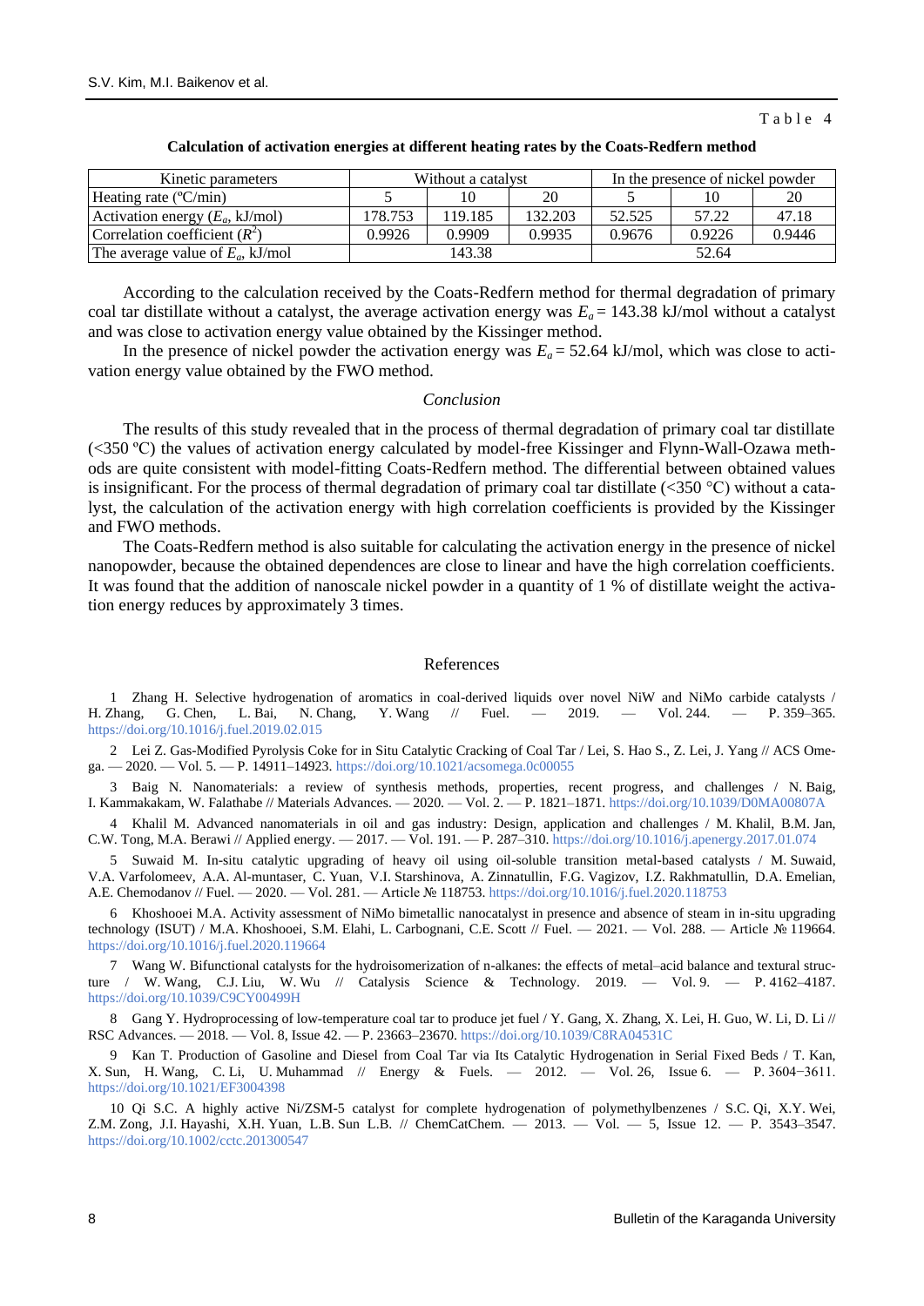Table 4

**Calculation of activation energies at different heating rates by the Coats-Redfern method**

| Kinetic parameters | Without a catalyst | | | In the presence of nickel powder | | |
|---|---|---|---|---|---|---|
| Heating rate (ºC/min) | 5 | 10 | 20 | 5 | 10 | 20 |
| Activation energy ($E_a$, kJ/mol) | 178.753 | 119.185 | 132.203 | 52.525 | 57.22 | 47.18 |
| Correlation coefficient ($R^2$) | 0.9926 | 0.9909 | 0.9935 | 0.9676 | 0.9226 | 0.9446 |
| The average value of $E_a$, kJ/mol | 143.38 | | | 52.64 | | |

According to the calculation received by the Coats-Redfern method for thermal degradation of primary coal tar distillate without a catalyst, the average activation energy was $E_a$ = 143.38 kJ/mol without a catalyst and was close to activation energy value obtained by the Kissinger method.

In the presence of nickel powder the activation energy was $E_a$ = 52.64 kJ/mol, which was close to activation energy value obtained by the FWO method.

## *Conclusion*

The results of this study revealed that in the process of thermal degradation of primary coal tar distillate (<350 ºC) the values of activation energy calculated by model-free Kissinger and Flynn-Wall-Ozawa methods are quite consistent with model-fitting Coats-Redfern method. The differential between obtained values is insignificant. For the process of thermal degradation of primary coal tar distillate (<350 °C) without a catalyst, the calculation of the activation energy with high correlation coefficients is provided by the Kissinger and FWO methods.

The Coats-Redfern method is also suitable for calculating the activation energy in the presence of nickel nanopowder, because the obtained dependences are close to linear and have the high correlation coefficients. It was found that the addition of nanoscale nickel powder in a quantity of 1 % of distillate weight the activation energy reduces by approximately 3 times.

## References

1 Zhang H. Selective hydrogenation of aromatics in coal-derived liquids over novel NiW and NiMo carbide catalysts / H. Zhang, G. Chen, L. Bai, N. Chang, Y. Wang // Fuel. — 2019. — Vol. 244. — P. 359–365. https://doi.org/10.1016/j.fuel.2019.02.015

2 Lei Z. Gas-Modified Pyrolysis Coke for in Situ Catalytic Cracking of Coal Tar / Lei, S. Hao S., Z. Lei, J. Yang // ACS Omega. — 2020. — Vol. 5. — P. 14911–14923. https://doi.org/10.1021/acsomega.0c00055

3 Baig N. Nanomaterials: a review of synthesis methods, properties, recent progress, and challenges / N. Baig, I. Kammakakam, W. Falathabe // Materials Advances. — 2020. — Vol. 2. — P. 1821–1871. https://doi.org/10.1039/D0MA00807A

4 Khalil M. Advanced nanomaterials in oil and gas industry: Design, application and challenges / M. Khalil, B.M. Jan, C.W. Tong, M.A. Berawi // Applied energy. — 2017. — Vol. 191. — P. 287–310. https://doi.org/10.1016/j.apenergy.2017.01.074

5 Suwaid M. In-situ catalytic upgrading of heavy oil using oil-soluble transition metal-based catalysts / M. Suwaid, V.A. Varfolomeev, A.A. Al-muntaser, C. Yuan, V.I. Starshinova, A. Zinnatullin, F.G. Vagizov, I.Z. Rakhmatullin, D.A. Emelian, A.E. Chemodanov // Fuel. — 2020. — Vol. 281. — Article № 118753. https://doi.org/10.1016/j.fuel.2020.118753

6 Khoshooei M.A. Activity assessment of NiMo bimetallic nanocatalyst in presence and absence of steam in in-situ upgrading technology (ISUT) / M.A. Khoshooei, S.M. Elahi, L. Carbognani, C.E. Scott // Fuel. — 2021. — Vol. 288. — Article № 119664. https://doi.org/10.1016/j.fuel.2020.119664

7 Wang W. Bifunctional catalysts for the hydroisomerization of n-alkanes: the effects of metal–acid balance and textural structure / W. Wang, C.J. Liu, W. Wu // Catalysis Science & Technology. 2019. — Vol. 9. — P. 4162–4187. https://doi.org/10.1039/C9CY00499H

8 Gang Y. Hydroprocessing of low-temperature coal tar to produce jet fuel / Y. Gang, X. Zhang, X. Lei, H. Guo, W. Li, D. Li // RSC Advances. — 2018. — Vol. 8, Issue 42. — P. 23663–23670. https://doi.org/10.1039/C8RA04531C

9 Kan T. Production of Gasoline and Diesel from Coal Tar via Its Catalytic Hydrogenation in Serial Fixed Beds / T. Kan, X. Sun, H. Wang, C. Li, U. Muhammad // Energy & Fuels. — 2012. — Vol. 26, Issue 6. — P. 3604−3611. https://doi.org/10.1021/EF3004398

10 Qi S.C. A highly active Ni/ZSM-5 catalyst for complete hydrogenation of polymethylbenzenes / S.C. Qi, X.Y. Wei, Z.M. Zong, J.I. Hayashi, X.H. Yuan, L.B. Sun L.B. // ChemCatChem. — 2013. — Vol. — 5, Issue 12. — P. 3543–3547. https://doi.org/10.1002/cctc.201300547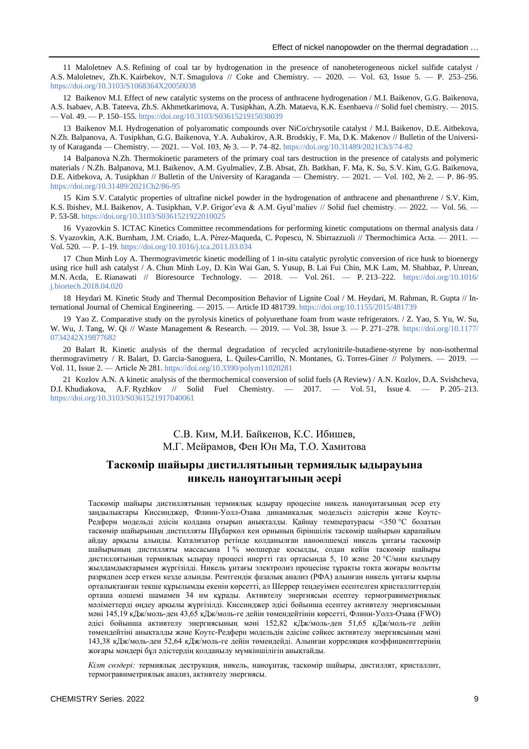11 Maloletnev A.S. Refining of coal tar by hydrogenation in the presence of nanoheterogeneous nickel sulfide catalyst / A.S. Maloletnev, Zh.K. Kairbekov, N.T. Smagulova // Coke and Chemistry. — 2020. — Vol. 63, Issue 5. — P. 253–256. https://doi.org/10.3103/S1068364X20050038

12 Baikenov M.I. Effect of new catalytic systems on the process of anthracene hydrogenation / M.I. Baikenov, G.G. Baikenova, A.S. Isabaev, A.B. Tateeva, Zh.S. Akhmetkarimova, A. Tusipkhan, A.Zh. Mataeva, K.K. Esenbaeva // Solid fuel chemistry. — 2015. — Vol. 49. — P. 150–155. https://doi.org/10.3103/S0361521915030039

13 Baikenov M.I. Hydrogenation of polyaromatic compounds over NiCo/chrysotile catalyst / M.I. Baikenov, D.E. Aitbekova, N.Zh. Balpanova, A. Tusipkhan, G.G. Baikenova, Y.A. Aubakirov, A.R. Brodskiy, F. Ma, D.K. Makenov // Bulletin of the University of Karaganda — Chemistry. — 2021. — Vol. 103, № 3. — P. 74–82. https://doi.org/10.31489/2021Ch3/74-82

14 Balpanova N.Zh. Thermokinetic parameters of the primary coal tars destruction in the presence of catalysts and polymeric materials / N.Zh. Balpanova, M.I. Baikenov, A.M. Gyulmaliev, Z.B. Absat, Zh. Batkhan, F. Ma, K. Su, S.V. Kim, G.G. Baikenova, D.E. Aitbekova, A. Tusipkhan // Bulletin of the University of Karaganda — Chemistry. — 2021. — Vol. 102, № 2. — P. 86–95. https://doi.org/10.31489/2021Ch2/86-95

15 Kim S.V. Catalytic properties of ultrafine nickel powder in the hydrogenation of anthracene and phenanthrene / S.V. Kim, K.S. Ibishev, M.I. Baikenov, A. Tusipkhan, V.P. Grigor'eva & A.M. Gyul'maliev // Solid fuel chemistry. — 2022. — Vol. 56. — P. 53-58. https://doi.org/10.3103/S0361521922010025

16 Vyazovkin S. ICTAC Kinetics Committee recommendations for performing kinetic computations on thermal analysis data / S. Vyazovkin, A.K. Burnham, J.M. Criado, L.A. Pérez-Maqueda, C. Popescu, N. Sbirrazzuoli // Thermochimica Acta. — 2011. — Vol. 520. — P. 1–19. https://doi.org/10.1016/j.tca.2011.03.034

17 Chun Minh Loy A. Thermogravimetric kinetic modelling of 1 in-situ catalytic pyrolytic conversion of rice husk to bioenergy using rice hull ash catalyst / A. Chun Minh Loy, D. Kin Wai Gan, S. Yusup, B. Lai Fui Chin, M.K Lam, M. Shahbaz, P. Unrean, M.N. Acda, E. Rianawati // Bioresource Technology. — 2018. — Vol. 261. — P. 213–222. https://doi.org/10.1016/j.biortech.2018.04.020

18 Heydari M. Kinetic Study and Thermal Decomposition Behavior of Lignite Coal / M. Heydari, M. Rahman, R. Gupta // International Journal of Chemical Engineering. — 2015. — Article ID 481739. https://doi.org/10.1155/2015/481739

19 Yao Z. Comparative study on the pyrolysis kinetics of polyurethane foam from waste refrigerators. / Z. Yao, S. Yu, W. Su, W. Wu, J. Tang, W. Qi // Waste Management & Research. — 2019. — Vol. 38, Issue 3. — P. 271–278. https://doi.org/10.1177/0734242X19877682

20 Balart R. Kinetic analysis of the thermal degradation of recycled acrylonitrile-butadiene-styrene by non-isothermal thermogravimetry / R. Balart, D. Garcia-Sanoguera, L. Quiles-Carrillo, N. Montanes, G. Torres-Giner // Polymers. — 2019. — Vol. 11, Issue 2. — Article № 281. https://doi.org/10.3390/polym11020281

21 Kozlov A.N. A kinetic analysis of the thermochemical conversion of solid fuels (A Review) / A.N. Kozlov, D.A. Svishcheva, D.I. Khudiakova, A.F. Ryzhkov // Solid Fuel Chemistry. — 2017. — Vol. 51, Issue 4. — P. 205–213. https://doi.org/10.3103/S0361521917040061

С.В. Ким, М.И. Байкенов, К.С. Ибишев,
М.Г. Мейрамов, Фен Юн Ма, Т.О. Хамитова

## Таскөмір шайыры дистиллятының термиялық ыдырауына никель наноұнтағының әсері

Таскөмір шайыры дистиллятының термиялық ыдырау процесіне никель наноұнтағының әсер ету заңдылықтары Киссинджер, Флинн-Уолл-Озава динамикалық модельсіз әдістерін және Коутс-Редферн модельді әдісін қолдана отырып анықталды. Қайнау температурасы <350 °С болатын таскөмір шайырының дистилляты Шұбаркөл кен орнының біріншілік таскөмір шайырын қарапайым айдау арқылы алынды. Катализатор ретінде қолданылған наноөлшемді никель ұнтағы таскөмір шайырының дистилляты массасына 1 % мөлшерде қосылды, содан кейін таскөмір шайыры дистиллятының термиялық ыдырау процесі инертті газ ортасында 5, 10 және 20 °С/мин қыздыру жылдамдықтарымен жүргізілді. Никель ұнтағы электролиз процесіне тұрақты токта жоғары вольтты разрядпен әсер еткен кезде алынды. Рентгендік фазалық анализ (РФА) алынған никель ұнтағы қырлы орталықтанған текше құрылымды екенін көрсетті, ал Шеррер теңдеуімен есептелген кристаллиттердің орташа өлшемі шамамен 34 нм құрады. Активтелу энергиясын есептеу термогравиметриялық мәліметтерді өңдеу арқылы жүргізілді. Киссинджер әдісі бойынша есептеу активтелу энергиясының мәні 145,19 кДж/моль-ден 43,65 кДж/моль-ге дейін төмендейтінін көрсетті, Флинн-Уолл-Озава (FWO) әдісі бойынша активтелу энергиясының мәні 152,82 кДж/моль-ден 51,65 кДж/моль-ге дейін төмендейтіні анықталды және Коутс-Редферн модельдік әдісіне сәйкес активтелу энергиясының мәні 143,38 кДж/моль-ден 52,64 кДж/моль-ге дейін төмендейді. Алынған корреляция коэффициенттерінің жоғары мәндері бұл әдістердің қолданылу мүмкіншілігін анықтайды.

*Кілт сөздері:* термиялық деструкция, никель, наноұнтақ, таскөмір шайыры, дистиллят, кристаллит, термогравиметриялық анализ, активтелу энергиясы.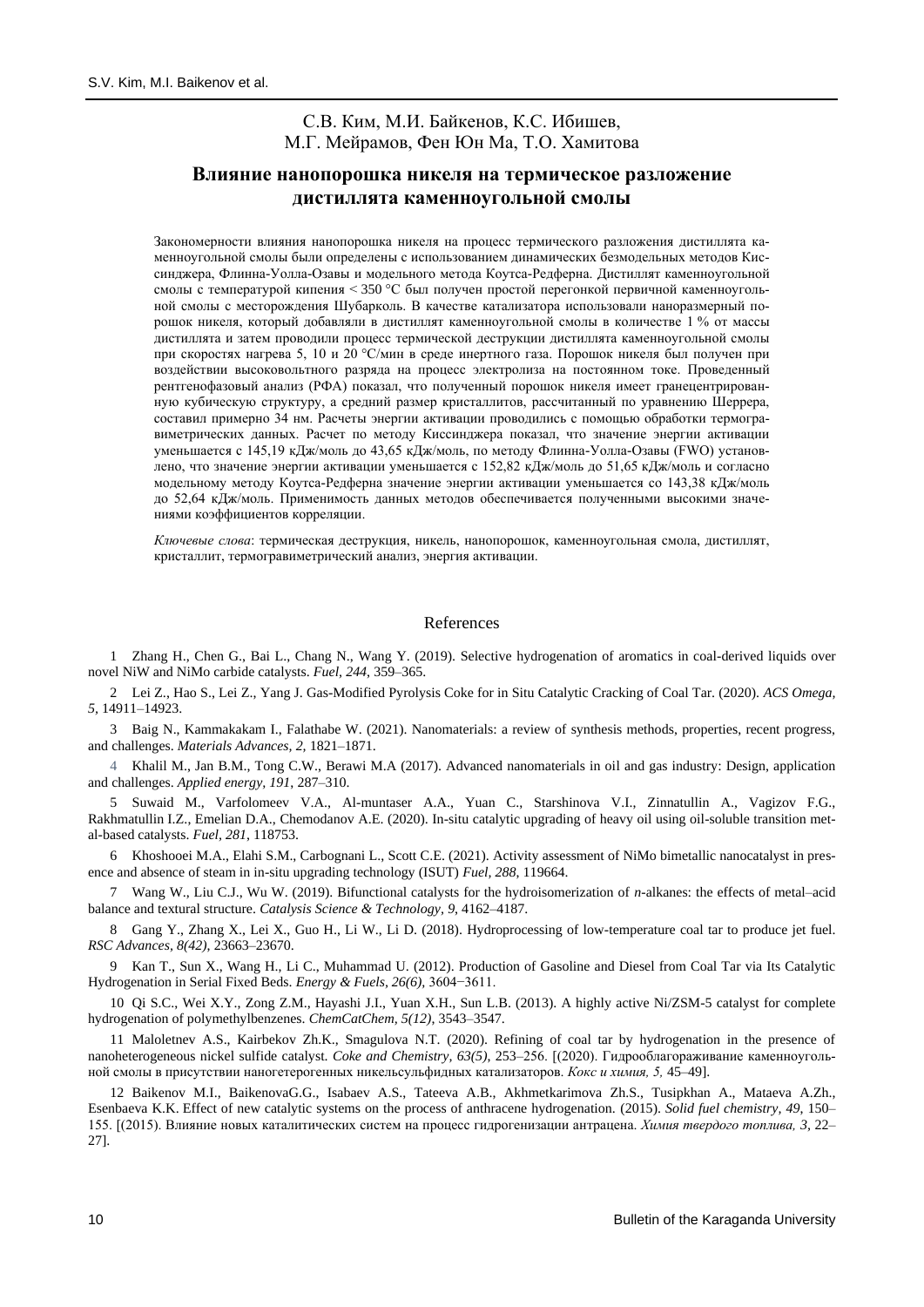С.В. Ким, М.И. Байкенов, К.С. Ибишев, М.Г. Мейрамов, Фен Юн Ма, Т.О. Хамитова

## Влияние нанопорошка никеля на термическое разложение дистиллята каменноугольной смолы

Закономерности влияния нанопорошка никеля на процесс термического разложения дистиллята каменноугольной смолы были определены с использованием динамических безмодельных методов Киссинджера, Флинна-Уолла-Озавы и модельного метода Коутса-Редферна. Дистиллят каменноугольной смолы с температурой кипения < 350 °С был получен простой перегонкой первичной каменноугольной смолы с месторождения Шубарколь. В качестве катализатора использовали наноразмерный порошок никеля, который добавляли в дистиллят каменноугольной смолы в количестве 1 % от массы дистиллята и затем проводили процесс термической деструкции дистиллята каменноугольной смолы при скоростях нагрева 5, 10 и 20 °С/мин в среде инертного газа. Порошок никеля был получен при воздействии высоковольтного разряда на процесс электролиза на постоянном токе. Проведенный рентгенофазовый анализ (РФА) показал, что полученный порошок никеля имеет гранецентрированную кубическую структуру, а средний размер кристаллитов, рассчитанный по уравнению Шеррера, составил примерно 34 нм. Расчеты энергии активации проводились с помощью обработки термогравиметрических данных. Расчет по методу Киссинджера показал, что значение энергии активации уменьшается с 145,19 кДж/моль до 43,65 кДж/моль, по методу Флинна-Уолла-Озавы (FWO) установлено, что значение энергии активации уменьшается с 152,82 кДж/моль до 51,65 кДж/моль и согласно модельному методу Коутса-Редферна значение энергии активации уменьшается со 143,38 кДж/моль до 52,64 кДж/моль. Применимость данных методов обеспечивается полученными высокими значениями коэффициентов корреляции.

*Ключевые слова*: термическая деструкция, никель, нанопорошок, каменноугольная смола, дистиллят, кристаллит, термогравиметрический анализ, энергия активации.

## References

1 Zhang H., Chen G., Bai L., Chang N., Wang Y. (2019). Selective hydrogenation of aromatics in coal-derived liquids over novel NiW and NiMo carbide catalysts. *Fuel, 244*, 359–365.

2 Lei Z., Hao S., Lei Z., Yang J. Gas-Modified Pyrolysis Coke for in Situ Catalytic Cracking of Coal Tar. (2020). *ACS Omega, 5*, 14911–14923.

3 Baig N., Kammakakam I., Falathabe W. (2021). Nanomaterials: a review of synthesis methods, properties, recent progress, and challenges. *Materials Advances, 2,* 1821–1871.

4 Khalil M., Jan B.M., Tong C.W., Berawi M.A (2017). Advanced nanomaterials in oil and gas industry: Design, application and challenges. *Applied energy, 191*, 287–310.

5 Suwaid M., Varfolomeev V.A., Al-muntaser A.A., Yuan C., Starshinova V.I., Zinnatullin A., Vagizov F.G., Rakhmatullin I.Z., Emelian D.A., Chemodanov A.E. (2020). In-situ catalytic upgrading of heavy oil using oil-soluble transition metal-based catalysts. *Fuel, 281*, 118753.

6 Khoshooei M.A., Elahi S.M., Carbognani L., Scott C.E. (2021). Activity assessment of NiMo bimetallic nanocatalyst in presence and absence of steam in in-situ upgrading technology (ISUT) *Fuel, 288*, 119664.

7 Wang W., Liu C.J., Wu W. (2019). Bifunctional catalysts for the hydroisomerization of *n*-alkanes: the effects of metal–acid balance and textural structure. *Catalysis Science & Technology, 9*, 4162–4187.

8 Gang Y., Zhang X., Lei X., Guo H., Li W., Li D. (2018). Hydroprocessing of low-temperature coal tar to produce jet fuel. *RSC Advances, 8(42)*, 23663–23670.

9 Kan T., Sun X., Wang H., Li C., Muhammad U. (2012). Production of Gasoline and Diesel from Coal Tar via Its Catalytic Hydrogenation in Serial Fixed Beds. *Energy & Fuels, 26(6)*, 3604−3611.

10 Qi S.C., Wei X.Y., Zong Z.M., Hayashi J.I., Yuan X.H., Sun L.B. (2013). A highly active Ni/ZSM-5 catalyst for complete hydrogenation of polymethylbenzenes. *ChemCatChem, 5(12)*, 3543–3547.

11 Maloletnev A.S., Kairbekov Zh.K., Smagulova N.T. (2020). Refining of coal tar by hydrogenation in the presence of nanoheterogeneous nickel sulfide catalyst. *Coke and Chemistry, 63(5)*, 253–256. [(2020). Гидрооблагораживание каменноугольной смолы в присутствии наногетерогенных никельсульфидных катализаторов. *Кокс и химия, 5,* 45–49].

12 Baikenov M.I., BaikenovaG.G., Isabaev A.S., Tateeva A.B., Akhmetkarimova Zh.S., Tusipkhan A., Mataeva A.Zh., Esenbaeva K.K. Effect of new catalytic systems on the process of anthracene hydrogenation. (2015). *Solid fuel chemistry, 49*, 150–155. [(2015). Влияние новых каталитических систем на процесс гидрогенизации антрацена. *Химия твердого топлива, 3*, 22–27].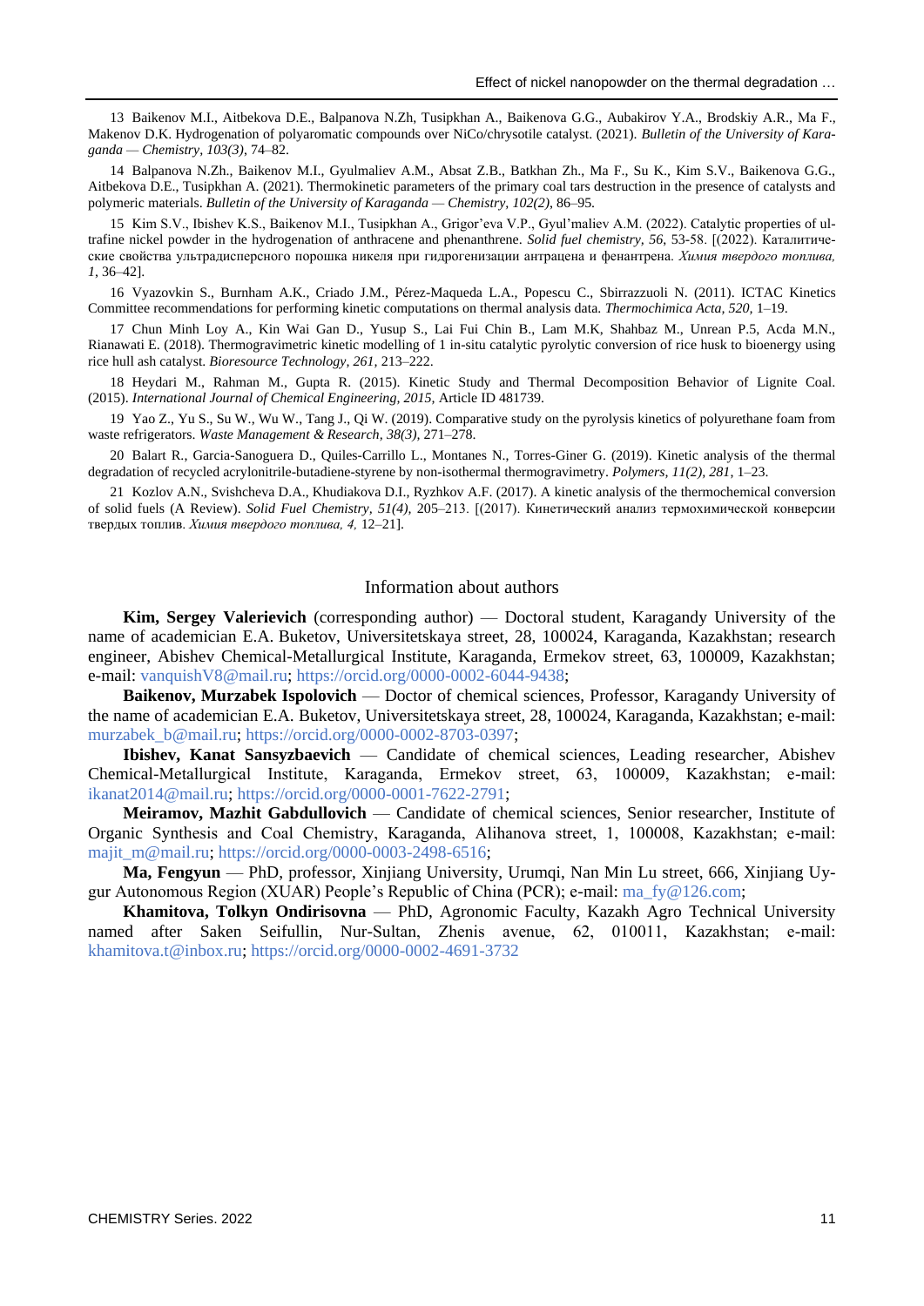13 Baikenov M.I., Aitbekova D.E., Balpanova N.Zh, Tusipkhan A., Baikenova G.G., Aubakirov Y.A., Brodskiy A.R., Ma F., Makenov D.K. Hydrogenation of polyaromatic compounds over NiCo/chrysotile catalyst. (2021). *Bulletin of the University of Karaganda — Chemistry, 103(3)*, 74–82.

14 Balpanova N.Zh., Baikenov M.I., Gyulmaliev A.M., Absat Z.B., Batkhan Zh., Ma F., Su K., Kim S.V., Baikenova G.G., Aitbekova D.E., Tusipkhan A. (2021). Thermokinetic parameters of the primary coal tars destruction in the presence of catalysts and polymeric materials. *Bulletin of the University of Karaganda — Chemistry, 102(2)*, 86–95.

15 Kim S.V., Ibishev K.S., Baikenov M.I., Tusipkhan A., Grigor'eva V.P., Gyul'maliev A.M. (2022). Catalytic properties of ultrafine nickel powder in the hydrogenation of anthracene and phenanthrene. *Solid fuel chemistry, 56*, 53-58. [(2022). Каталитические свойства ультрадисперсного порошка никеля при гидрогенизации антрацена и фенантрена. *Химия твердого топлива, 1*, 36–42].

16 Vyazovkin S., Burnham A.K., Criado J.M., Pérez-Maqueda L.A., Popescu C., Sbirrazzuoli N. (2011). ICTAC Kinetics Committee recommendations for performing kinetic computations on thermal analysis data. *Thermochimica Acta, 520*, 1–19.

17 Chun Minh Loy A., Kin Wai Gan D., Yusup S., Lai Fui Chin B., Lam M.K, Shahbaz M., Unrean P.5, Acda M.N., Rianawati E. (2018). Thermogravimetric kinetic modelling of 1 in-situ catalytic pyrolytic conversion of rice husk to bioenergy using rice hull ash catalyst. *Bioresource Technology, 261*, 213–222.

18 Heydari M., Rahman M., Gupta R. (2015). Kinetic Study and Thermal Decomposition Behavior of Lignite Coal. (2015). *International Journal of Chemical Engineering, 2015*, Article ID 481739.

19 Yao Z., Yu S., Su W., Wu W., Tang J., Qi W. (2019). Comparative study on the pyrolysis kinetics of polyurethane foam from waste refrigerators. *Waste Management & Research, 38(3)*, 271–278.

20 Balart R., Garcia-Sanoguera D., Quiles-Carrillo L., Montanes N., Torres-Giner S. (2019). Kinetic analysis of the thermal degradation of recycled acrylonitrile-butadiene-styrene by non-isothermal thermogravimetry. *Polymers, 11(2), 281*, 1–23.

21 Kozlov A.N., Svishcheva D.A., Khudiakova D.I., Ryzhkov A.F. (2017). A kinetic analysis of the thermochemical conversion of solid fuels (A Review). *Solid Fuel Chemistry, 51(4)*, 205–213. [(2017). Кинетический анализ термохимической конверсии твердых топлив. *Химия твердого топлива, 4*, 12–21].

## Information about authors

**Kim, Sergey Valerievich** (corresponding author) — Doctoral student, Karagandy University of the name of academician E.A. Buketov, Universitetskaya street, 28, 100024, Karaganda, Kazakhstan; research engineer, Abishev Chemical-Metallurgical Institute, Karaganda, Ermekov street, 63, 100009, Kazakhstan; e-mail: vanquishV8@mail.ru; https://orcid.org/0000-0002-6044-9438;

**Baikenov, Murzabek Ispolovich** — Doctor of chemical sciences, Professor, Karagandy University of the name of academician E.A. Buketov, Universitetskaya street, 28, 100024, Karaganda, Kazakhstan; e-mail: murzabek_b@mail.ru; https://orcid.org/0000-0002-8703-0397;

**Ibishev, Kanat Sansyzbaevich** — Candidate of chemical sciences, Leading researcher, Abishev Chemical-Metallurgical Institute, Karaganda, Ermekov street, 63, 100009, Kazakhstan; e-mail: ikanat2014@mail.ru; https://orcid.org/0000-0001-7622-2791;

**Meiramov, Mazhit Gabdullovich** — Candidate of chemical sciences, Senior researcher, Institute of Organic Synthesis and Coal Chemistry, Karaganda, Alihanova street, 1, 100008, Kazakhstan; e-mail: majit_m@mail.ru; https://orcid.org/0000-0003-2498-6516;

**Ma, Fengyun** — PhD, professor, Xinjiang University, Urumqi, Nan Min Lu street, 666, Xinjiang Uygur Autonomous Region (XUAR) People's Republic of China (PCR); e-mail: ma_fy@126.com;

**Khamitova, Tolkyn Ondirisovna** — PhD, Agronomic Faculty, Kazakh Agro Technical University named after Saken Seifullin, Nur-Sultan, Zhenis avenue, 62, 010011, Kazakhstan; e-mail: khamitova.t@inbox.ru; https://orcid.org/0000-0002-4691-3732